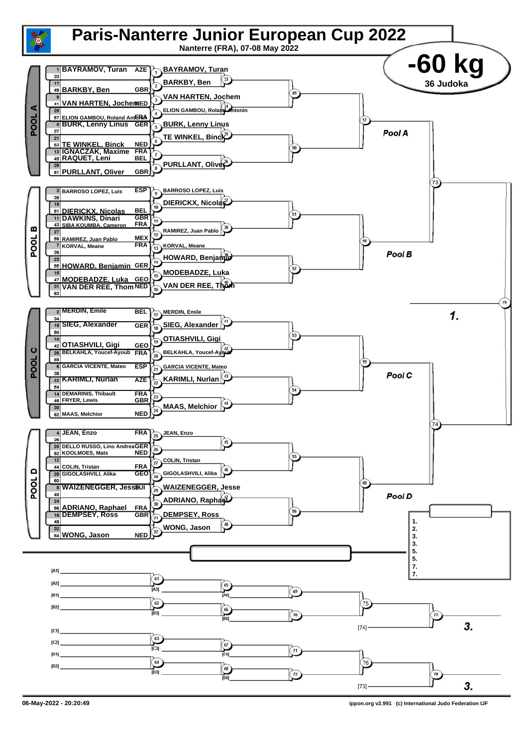# Paris-Nanterre Junior European Cup 2022

Nanterre (FRA), 07-08 May 2022

## -60 kg

36 Judoka

### POOL A

| Seed | Name | Nation |
|---|---|---|
| 1 | BAYRAMOV, Turan | AZE |
| 33 | | |
| 17 | | |
| 49 | BARKBY, Ben | GBR |
| 9 | | |
| 41 | VAN HARTEN, Jochem | NED |
| 25 | | |
| 57 | ELION GAMBOU, Roland Antonin | FRA |
| 5 | BURK, Lenny Linus | GER |
| 37 | | |
| 21 | | |
| 53 | TE WINKEL, Binck | NED |
| 13 | IGNACZAK, Maxime | FRA |
| 45 | RAQUET, Leni | BEL |
| 29 | | |
| 61 | PURLLANT, Oliver | GBR |

Round results:
- 1: BAYRAMOV, Turan
- 2: BARKBY, Ben
- 3: VAN HARTEN, Jochem
- 4: ELION GAMBOU, Roland Antonin
- 5: BURK, Lenny Linus
- 6: TE WINKEL, Binck
- 8: PURLLANT, Oliver

### POOL B

| Seed | Name | Nation |
|---|---|---|
| 3 | BARROSO LOPEZ, Luis | ESP |
| 35 | | |
| 19 | | |
| 51 | DIERICKX, Nicolas | BEL |
| 11 | DAWKINS, Dinari | GBR |
| 43 | SIBA KOUMBA, Cameron | FRA |
| 27 | | |
| 59 | RAMIREZ, Juan Pablo | MEX |
| 7 | KORVAL, Meane | FRA |
| 39 | | |
| 23 | | |
| 55 | HOWARD, Benjamin | GER |
| 15 | | |
| 47 | MODEBADZE, Luka | GEO |
| 31 | VAN DER REE, Thom | NED |
| 63 | | |

Round results:
- 9: BARROSO LOPEZ, Luis
- 10: DIERICKX, Nicolas
- 12: RAMIREZ, Juan Pablo
- 13: KORVAL, Meane
- 14: HOWARD, Benjamin
- 15: MODEBADZE, Luka
- 16: VAN DER REE, Thom

### POOL C

| Seed | Name | Nation |
|---|---|---|
| 2 | MERDIN, Emile | BEL |
| 34 | | |
| 18 | SIEG, Alexander | GER |
| 50 | | |
| 10 | | |
| 42 | OTIASHVILI, Gigi | GEO |
| 26 | BELKAHLA, Youcef-Ayoub | FRA |
| 58 | | |
| 6 | GARCIA VICENTE, Mateo | ESP |
| 38 | | |
| 22 | KARIMLI, Nurlan | AZE |
| 54 | | |
| 14 | DEMARINIS, Thibault | FRA |
| 46 | FRYER, Lewis | GBR |
| 30 | | |
| 62 | MAAS, Melchior | NED |

Round results:
- 17: MERDIN, Emile
- 18: SIEG, Alexander
- 19: OTIASHVILI, Gigi
- 20: BELKAHLA, Youcef-Ayoub
- 21: GARCIA VICENTE, Mateo
- 22: KARIMLI, Nurlan
- 24: MAAS, Melchior

### POOL D

| Seed | Name | Nation |
|---|---|---|
| 4 | JEAN, Enzo | FRA |
| 36 | | |
| 20 | DELLO RUSSO, Lino Andrea | GER |
| 52 | KOOLMOES, Mats | NED |
| 12 | | |
| 44 | COLIN, Tristan | FRA |
| 28 | GIGOLASHVILI, Alika | GEO |
| 60 | | |
| 8 | WAIZENEGGER, Jesse | SUI |
| 40 | | |
| 24 | | |
| 56 | ADRIANO, Raphael | FRA |
| 16 | DEMPSEY, Ross | GBR |
| 48 | | |
| 32 | | |
| 64 | WONG, Jason | NED |

Round results:
- 25: JEAN, Enzo
- 27: COLIN, Tristan
- 28: GIGOLASHVILI, Alika
- 29: WAIZENEGGER, Jesse
- 30: ADRIANO, Raphael
- 31: DEMPSEY, Ross
- 32: WONG, Jason

### Final

1.

### Results

1.
2.
3.
3.
5.
5.
7.
7.

### Repechage

[A1]
[A2]
[B1]
[B2]
[C1]
[C2]
[D1]
[D2]

3.

3.

06-May-2022 - 20:20:49 ippon.org v2.991 (c) International Judo Federation IJF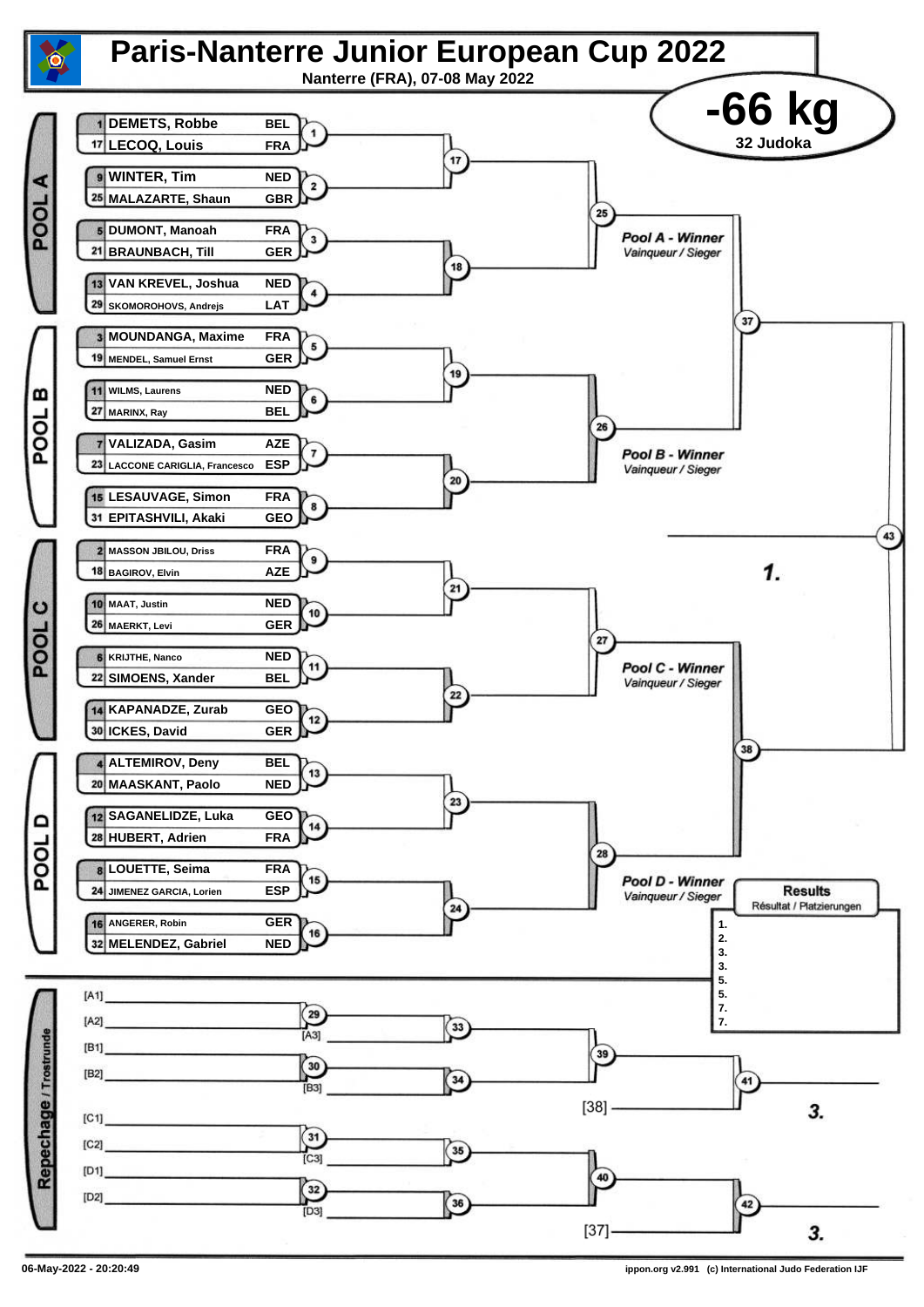# Paris-Nanterre Junior European Cup 2022

Nanterre (FRA), 07-08 May 2022

## -66 kg

32 Judoka

### POOL A

| Seed | Name | Country | Match |
|---|---|---|---|
| 1 | DEMETS, Robbe | BEL | 1 |
| 17 | LECOQ, Louis | FRA | 1 |
| 9 | WINTER, Tim | NED | 2 |
| 25 | MALAZARTE, Shaun | GBR | 2 |
| 5 | DUMONT, Manoah | FRA | 3 |
| 21 | BRAUNBACH, Till | GER | 3 |
| 13 | VAN KREVEL, Joshua | NED | 4 |
| 29 | SKOMOROHOVS, Andrejs | LAT | 4 |

Matches 17, 18, 25 — *Pool A - Winner* / *Vainqueur / Sieger*

### POOL B

| Seed | Name | Country | Match |
|---|---|---|---|
| 3 | MOUNDANGA, Maxime | FRA | 5 |
| 19 | MENDEL, Samuel Ernst | GER | 5 |
| 11 | WILMS, Laurens | NED | 6 |
| 27 | MARINX, Ray | BEL | 6 |
| 7 | VALIZADA, Gasim | AZE | 7 |
| 23 | LACCONE CARIGLIA, Francesco | ESP | 7 |
| 15 | LESAUVAGE, Simon | FRA | 8 |
| 31 | EPITASHVILI, Akaki | GEO | 8 |

Matches 19, 20, 26 — *Pool B - Winner* / *Vainqueur / Sieger*

Match 37 (Pool A vs Pool B)

### POOL C

| Seed | Name | Country | Match |
|---|---|---|---|
| 2 | MASSON JBILOU, Driss | FRA | 9 |
| 18 | BAGIROV, Elvin | AZE | 9 |
| 10 | MAAT, Justin | NED | 10 |
| 26 | MAERKT, Levi | GER | 10 |
| 6 | KRIJTHE, Nanco | NED | 11 |
| 22 | SIMOENS, Xander | BEL | 11 |
| 14 | KAPANADZE, Zurab | GEO | 12 |
| 30 | ICKES, David | GER | 12 |

Matches 21, 22, 27 — *Pool C - Winner* / *Vainqueur / Sieger*

### POOL D

| Seed | Name | Country | Match |
|---|---|---|---|
| 4 | ALTEMIROV, Deny | BEL | 13 |
| 20 | MAASKANT, Paolo | NED | 13 |
| 12 | SAGANELIDZE, Luka | GEO | 14 |
| 28 | HUBERT, Adrien | FRA | 14 |
| 8 | LOUETTE, Seima | FRA | 15 |
| 24 | JIMENEZ GARCIA, Lorien | ESP | 15 |
| 16 | ANGERER, Robin | GER | 16 |
| 32 | MELENDEZ, Gabriel | NED | 16 |

Matches 23, 24, 28 — *Pool D - Winner* / *Vainqueur / Sieger*

Match 38 (Pool C vs Pool D)

Final: Match 43 — **1.**

### Repechage / Trostrunde

- [A1] vs [A2] — 29; vs [A3] — 33
- [B1] vs [B2] — 30; vs [B3] — 34
- 33 vs 34 — 39; vs [38] — 41 — **3.**
- [C1] vs [C2] — 31; vs [C3] — 35
- [D1] vs [D2] — 32; vs [D3] — 36
- 35 vs 36 — 40; vs [37] — 42 — **3.**

### Results / Résultat / Platzierungen

| Place | Name |
|---|---|
| 1. | |
| 2. | |
| 3. | |
| 3. | |
| 5. | |
| 5. | |
| 7. | |
| 7. | |

06-May-2022 - 20:20:49

ippon.org v2.991 (c) International Judo Federation IJF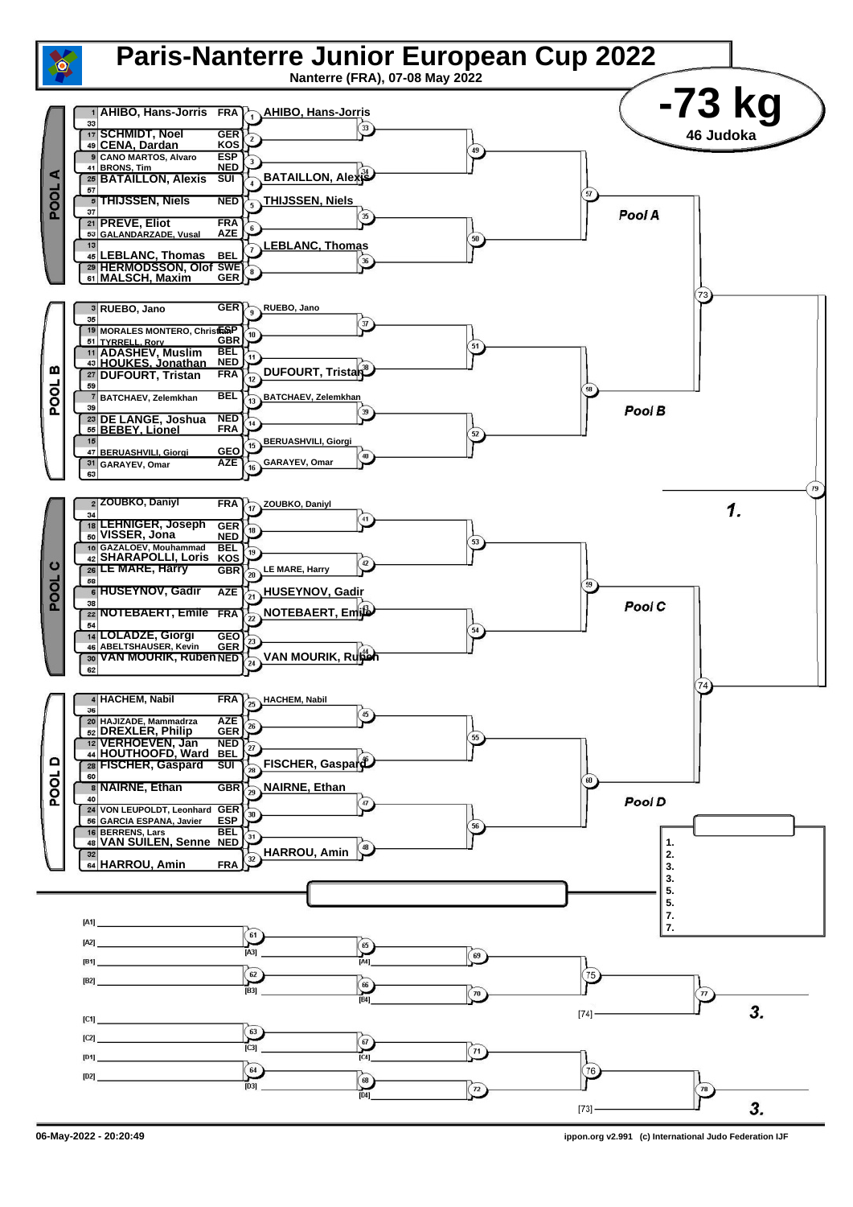# Paris-Nanterre Junior European Cup 2022

Nanterre (FRA), 07-08 May 2022

## -73 kg

46 Judoka

### POOL A

| No. | Name | Country |
|---|---|---|
| 1 | AHIBO, Hans-Jorris | FRA |
| 33 | | |
| 17 | SCHMIDT, Noel | GER |
| 49 | CENA, Dardan | KOS |
| 9 | CANO MARTOS, Alvaro | ESP |
| 41 | BRONS, Tim | NED |
| 25 | BATAILLON, Alexis | SUI |
| 57 | | |
| 5 | THIJSSEN, Niels | NED |
| 37 | | |
| 21 | PREVE, Eliot | FRA |
| 53 | GALANDARZADE, Vusal | AZE |
| 13 | | |
| 45 | LEBLANC, Thomas | BEL |
| 29 | HERMODSSON, Olof | SWE |
| 61 | MALSCH, Maxim | GER |

Winners: (1) AHIBO, Hans-Jorris; (4) BATAILLON, Alexis; (5) THIJSSEN, Niels; (7) LEBLANC, Thomas

### POOL B

| No. | Name | Country |
|---|---|---|
| 3 | RUEBO, Jano | GER |
| 35 | | |
| 19 | MORALES MONTERO, Christian | ESP |
| 51 | TYRRELL, Rory | GBR |
| 11 | ADASHEV, Muslim | BEL |
| 43 | HOUKES, Jonathan | NED |
| 27 | DUFOURT, Tristan | FRA |
| 59 | | |
| 7 | BATCHAEV, Zelemkhan | BEL |
| 39 | | |
| 23 | DE LANGE, Joshua | NED |
| 55 | BEBEY, Lionel | FRA |
| 15 | | |
| 47 | BERUASHVILI, Giorgi | GEO |
| 31 | GARAYEV, Omar | AZE |
| 63 | | |

Winners: (9) RUEBO, Jano; (12) DUFOURT, Tristan; (13) BATCHAEV, Zelemkhan; (15) BERUASHVILI, Giorgi; (16) GARAYEV, Omar

### POOL C

| No. | Name | Country |
|---|---|---|
| 2 | ZOUBKO, Daniyl | FRA |
| 34 | | |
| 18 | LEHNIGER, Joseph | GER |
| 50 | VISSER, Jona | NED |
| 10 | GAZALOEV, Mouhammad | BEL |
| 42 | SHARAPOLLI, Loris | KOS |
| 26 | LE MARE, Harry | GBR |
| 58 | | |
| 6 | HUSEYNOV, Gadir | AZE |
| 38 | | |
| 22 | NOTEBAERT, Emile | FRA |
| 54 | | |
| 14 | LOLADZE, Giorgi | GEO |
| 46 | ABELTSHAUSER, Kevin | GER |
| 30 | VAN MOURIK, Ruben | NED |
| 62 | | |

Winners: (17) ZOUBKO, Daniyl; (20) LE MARE, Harry; (21) HUSEYNOV, Gadir; (22) NOTEBAERT, Emile; (24) VAN MOURIK, Ruben

### POOL D

| No. | Name | Country |
|---|---|---|
| 4 | HACHEM, Nabil | FRA |
| 36 | | |
| 20 | HAJIZADE, Mammadrza | AZE |
| 52 | DREXLER, Philip | GER |
| 12 | VERHOEVEN, Jan | NED |
| 44 | HOUTHOOFD, Ward | BEL |
| 28 | FISCHER, Gaspard | SUI |
| 60 | | |
| 8 | NAIRNE, Ethan | GBR |
| 40 | | |
| 24 | VON LEUPOLDT, Leonhard | GER |
| 56 | GARCIA ESPANA, Javier | ESP |
| 16 | BERRENS, Lars | BEL |
| 48 | VAN SUILEN, Senne | NED |
| 32 | | |
| 64 | HARROU, Amin | FRA |

Winners: (25) HACHEM, Nabil; (28) FISCHER, Gaspard; (29) NAIRNE, Ethan; (32) HARROU, Amin

Pool A, Pool B, Pool C, Pool D — Final (79): 1.

Results: 1. / 2. / 3. / 3. / 5. / 5. / 7. / 7.

### Repechage

[A1], [A2], [B1], [B2], [C1], [C2], [D1], [D2] — contests 61–78; [74] → 3.; [73] → 3.

06-May-2022 - 20:20:49 — ippon.org v2.991 (c) International Judo Federation IJF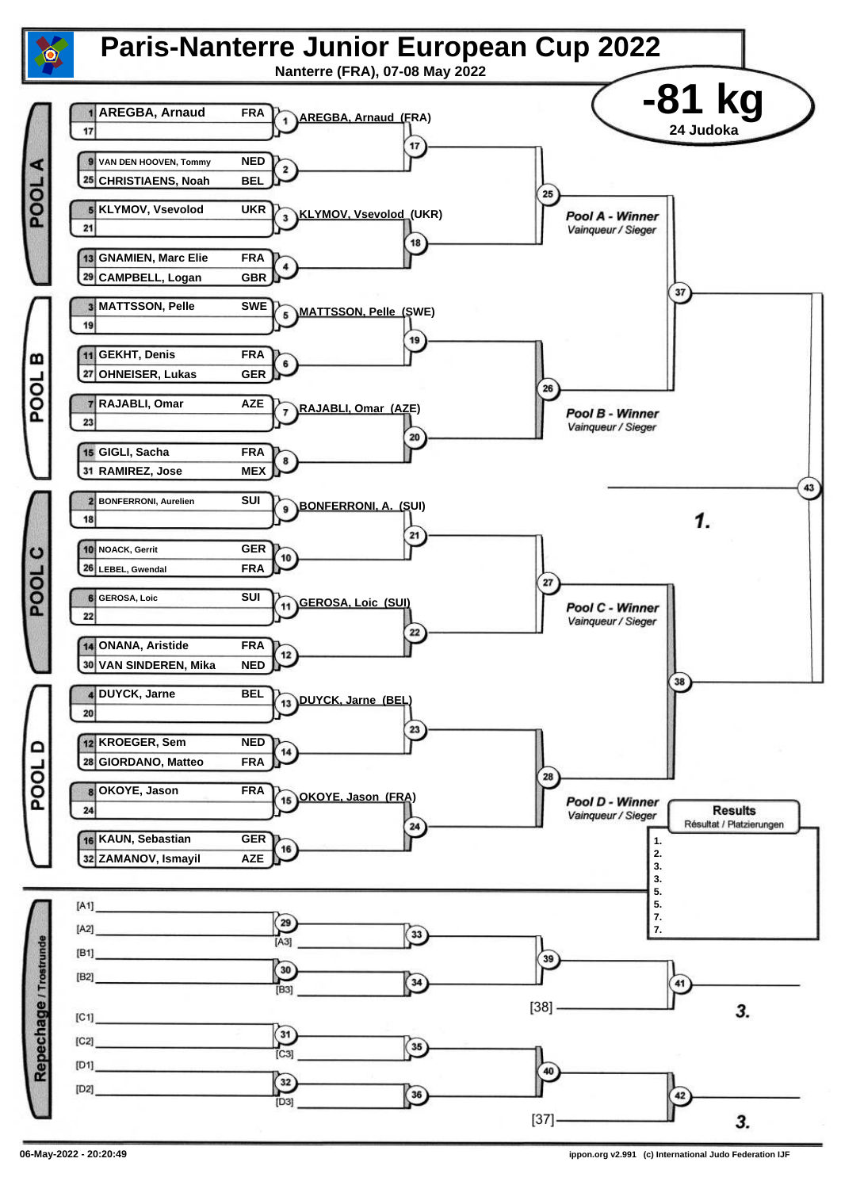# Paris-Nanterre Junior European Cup 2022

Nanterre (FRA), 07-08 May 2022

## -81 kg

24 Judoka

## POOL A

| Seed | Name | Country |
|---|---|---|
| 1 | AREGBA, Arnaud | FRA |
| 17 | | |
| 9 | VAN DEN HOOVEN, Tommy | NED |
| 25 | CHRISTIAENS, Noah | BEL |
| 5 | KLYMOV, Vsevolod | UKR |
| 21 | | |
| 13 | GNAMIEN, Marc Elie | FRA |
| 29 | CAMPBELL, Logan | GBR |

- 1: AREGBA, Arnaud (FRA)
- 3: KLYMOV, Vsevolod (UKR)

Pool A - Winner
*Vainqueur / Sieger*

## POOL B

| Seed | Name | Country |
|---|---|---|
| 3 | MATTSSON, Pelle | SWE |
| 19 | | |
| 11 | GEKHT, Denis | FRA |
| 27 | OHNEISER, Lukas | GER |
| 7 | RAJABLI, Omar | AZE |
| 23 | | |
| 15 | GIGLI, Sacha | FRA |
| 31 | RAMIREZ, Jose | MEX |

- 5: MATTSSON, Pelle (SWE)
- 7: RAJABLI, Omar (AZE)

Pool B - Winner
*Vainqueur / Sieger*

## POOL C

| Seed | Name | Country |
|---|---|---|
| 2 | BONFERRONI, Aurelien | SUI |
| 18 | | |
| 10 | NOACK, Gerrit | GER |
| 26 | LEBEL, Gwendal | FRA |
| 6 | GEROSA, Loic | SUI |
| 22 | | |
| 14 | ONANA, Aristide | FRA |
| 30 | VAN SINDEREN, Mika | NED |

- 9: BONFERRONI, A. (SUI)
- 11: GEROSA, Loic (SUI)

Pool C - Winner
*Vainqueur / Sieger*

## POOL D

| Seed | Name | Country |
|---|---|---|
| 4 | DUYCK, Jarne | BEL |
| 20 | | |
| 12 | KROEGER, Sem | NED |
| 28 | GIORDANO, Matteo | FRA |
| 8 | OKOYE, Jason | FRA |
| 24 | | |
| 16 | KAUN, Sebastian | GER |
| 32 | ZAMANOV, Ismayil | AZE |

- 13: DUYCK, Jarne (BEL)
- 15: OKOYE, Jason (FRA)

Pool D - Winner
*Vainqueur / Sieger*

**1.**

## Results
Résultat / Platzierungen

1.
2.
3.
3.
5.
5.
7.
7.

## Repechage / Trostrunde

- [A1] / [A2] → 29 → vs [A3] → 33
- [B1] / [B2] → 30 → vs [B3] → 34
- 33 / 34 → 39 → vs [38] → 41 → **3.**
- [C1] / [C2] → 31 → vs [C3] → 35
- [D1] / [D2] → 32 → vs [D3] → 36
- 35 / 36 → 40 → vs [37] → 42 → **3.**

06-May-2022 - 20:20:49

ippon.org v2.991 (c) International Judo Federation IJF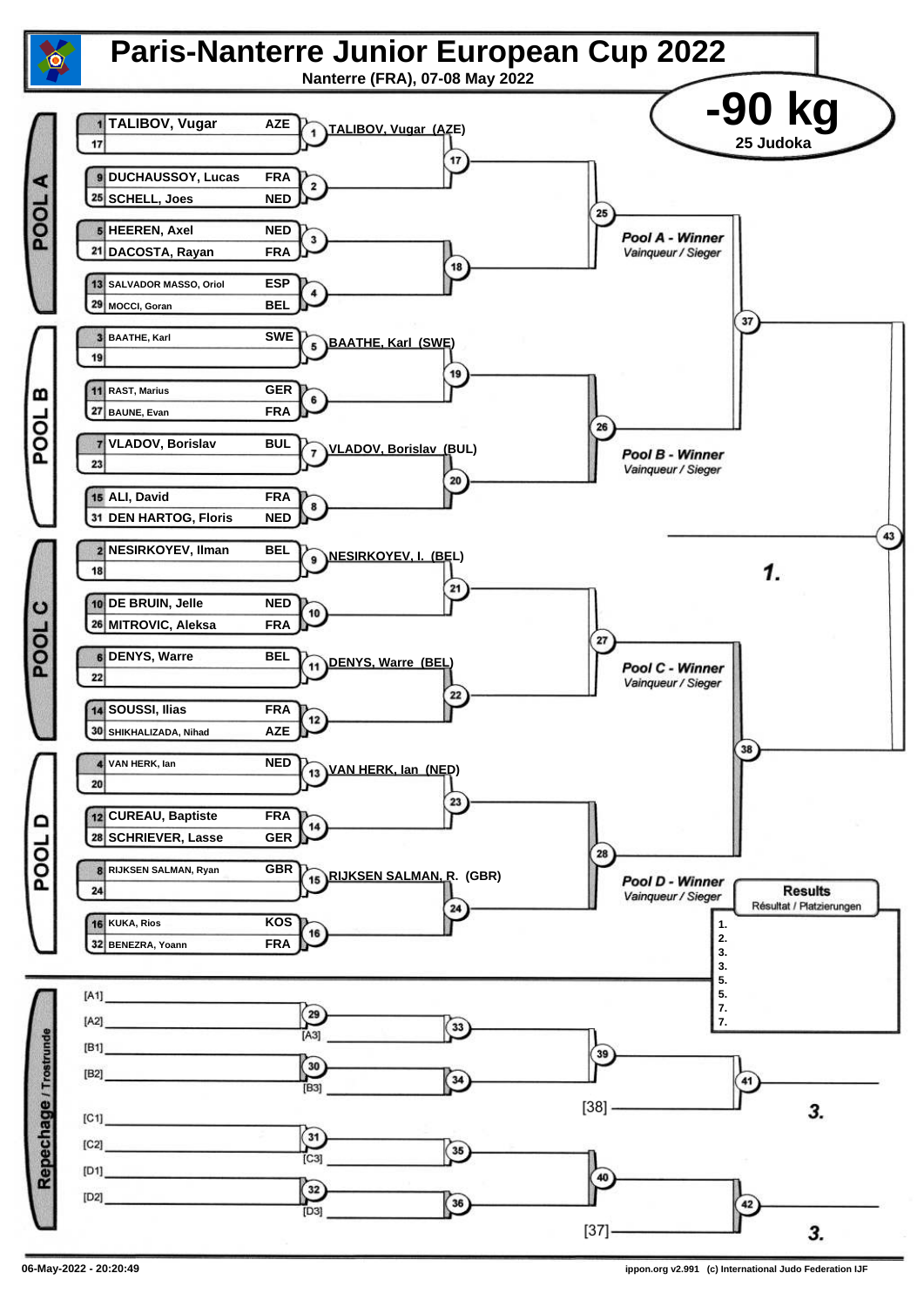# Paris-Nanterre Junior European Cup 2022

Nanterre (FRA), 07-08 May 2022

## -90 kg

25 Judoka

### POOL A

| Seed | Name | Country |
|---|---|---|
| 1 | TALIBOV, Vugar | AZE |
| 17 | | |
| 9 | DUCHAUSSOY, Lucas | FRA |
| 25 | SCHELL, Joes | NED |
| 5 | HEEREN, Axel | NED |
| 21 | DACOSTA, Rayan | FRA |
| 13 | SALVADOR MASSO, Oriol | ESP |
| 29 | MOCCI, Goran | BEL |

- Contest 1: TALIBOV, Vugar (AZE)

Pool A - Winner / *Vainqueur / Sieger*

### POOL B

| Seed | Name | Country |
|---|---|---|
| 3 | BAATHE, Karl | SWE |
| 19 | | |
| 11 | RAST, Marius | GER |
| 27 | BAUNE, Evan | FRA |
| 7 | VLADOV, Borislav | BUL |
| 23 | | |
| 15 | ALI, David | FRA |
| 31 | DEN HARTOG, Floris | NED |

- Contest 5: BAATHE, Karl (SWE)
- Contest 7: VLADOV, Borislav (BUL)

Pool B - Winner / *Vainqueur / Sieger*

### POOL C

| Seed | Name | Country |
|---|---|---|
| 2 | NESIRKOYEV, Ilman | BEL |
| 18 | | |
| 10 | DE BRUIN, Jelle | NED |
| 26 | MITROVIC, Aleksa | FRA |
| 6 | DENYS, Warre | BEL |
| 22 | | |
| 14 | SOUSSI, Ilias | FRA |
| 30 | SHIKHALIZADA, Nihad | AZE |

- Contest 9: NESIRKOYEV, I. (BEL)
- Contest 11: DENYS, Warre (BEL)

Pool C - Winner / *Vainqueur / Sieger*

### POOL D

| Seed | Name | Country |
|---|---|---|
| 4 | VAN HERK, Ian | NED |
| 20 | | |
| 12 | CUREAU, Baptiste | FRA |
| 28 | SCHRIEVER, Lasse | GER |
| 8 | RIJKSEN SALMAN, Ryan | GBR |
| 24 | | |
| 16 | KUKA, Rios | KOS |
| 32 | BENEZRA, Yoann | FRA |

- Contest 13: VAN HERK, Ian (NED)
- Contest 15: RIJKSEN SALMAN, R. (GBR)

Pool D - Winner / *Vainqueur / Sieger*

Contests 17–28, 37, 38; Final 43: 1.

### Repechage / Trostrunde

- [A1] / [A2] – 29; [A3] – 33
- [B1] / [B2] – 30; [B3] – 34
- 39; 41 vs [38] – 3.
- [C1] / [C2] – 31; [C3] – 35
- [D1] / [D2] – 32; [D3] – 36
- 40; 42 vs [37] – 3.

### Results
Résultat / Platzierungen

1.
2.
3.
3.
5.
5.
7.
7.

06-May-2022 - 20:20:49 — ippon.org v2.991 (c) International Judo Federation IJF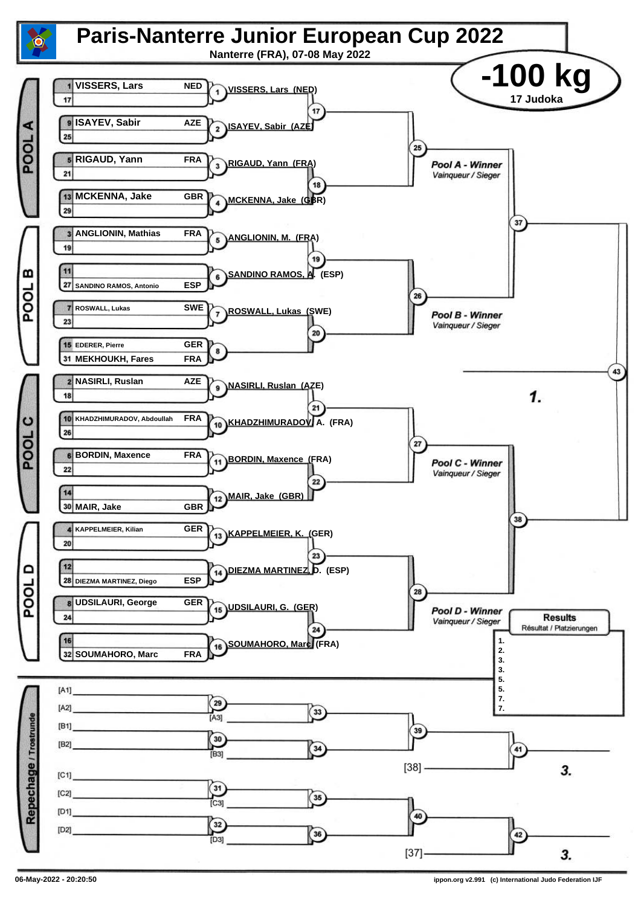# Paris-Nanterre Junior European Cup 2022

Nanterre (FRA), 07-08 May 2022

## -100 kg

17 Judoka

### POOL A

| Seed | Name | Country |
|---|---|---|
| 1 | VISSERS, Lars | NED |
| 17 | | |
| 9 | ISAYEV, Sabir | AZE |
| 25 | | |
| 5 | RIGAUD, Yann | FRA |
| 21 | | |
| 13 | MCKENNA, Jake | GBR |
| 29 | | |

- 1: VISSERS, Lars (NED)
- 2: ISAYEV, Sabir (AZE)
- 3: RIGAUD, Yann (FRA)
- 4: MCKENNA, Jake (GBR)
- 17
- 18
- 25

Pool A - Winner
*Vainqueur / Sieger*

### POOL B

| Seed | Name | Country |
|---|---|---|
| 3 | ANGLIONIN, Mathias | FRA |
| 19 | | |
| 11 | | |
| 27 | SANDINO RAMOS, Antonio | ESP |
| 7 | ROSWALL, Lukas | SWE |
| 23 | | |
| 15 | EDERER, Pierre | GER |
| 31 | MEKHOUKH, Fares | FRA |

- 5: ANGLIONIN, M. (FRA)
- 6: SANDINO RAMOS, A. (ESP)
- 7: ROSWALL, Lukas (SWE)
- 8
- 19
- 20
- 26

Pool B - Winner
*Vainqueur / Sieger*

- 37
- 43

**1.**

### POOL C

| Seed | Name | Country |
|---|---|---|
| 2 | NASIRLI, Ruslan | AZE |
| 18 | | |
| 10 | KHADZHIMURADOV, Abdoullah | FRA |
| 26 | | |
| 6 | BORDIN, Maxence | FRA |
| 22 | | |
| 14 | | |
| 30 | MAIR, Jake | GBR |

- 9: NASIRLI, Ruslan (AZE)
- 10: KHADZHIMURADOV, A. (FRA)
- 11: BORDIN, Maxence (FRA)
- 12: MAIR, Jake (GBR)
- 21
- 22
- 27

Pool C - Winner
*Vainqueur / Sieger*

- 38

### POOL D

| Seed | Name | Country |
|---|---|---|
| 4 | KAPPELMEIER, Kilian | GER |
| 20 | | |
| 12 | | |
| 28 | DIEZMA MARTINEZ, Diego | ESP |
| 8 | UDSILAURI, George | GER |
| 24 | | |
| 16 | | |
| 32 | SOUMAHORO, Marc | FRA |

- 13: KAPPELMEIER, K. (GER)
- 14: DIEZMA MARTINEZ, D. (ESP)
- 15: UDSILAURI, G. (GER)
- 16: SOUMAHORO, Marc (FRA)
- 23
- 24
- 28

Pool D - Winner
*Vainqueur / Sieger*

### Results
*Résultat / Platzierungen*

1.
2.
3.
3.
5.
5.
7.
7.

### Repechage / Trostrunde

- [A1] / [A2] → 29, [A3] → 33
- [B1] / [B2] → 30, [B3] → 34
- 33 / 34 → 39
- 39 / [38] → 41 → **3.**
- [C1] / [C2] → 31, [C3] → 35
- [D1] / [D2] → 32, [D3] → 36
- 35 / 36 → 40
- 40 / [37] → 42 → **3.**

06-May-2022 - 20:20:50

ippon.org v2.991 (c) International Judo Federation IJF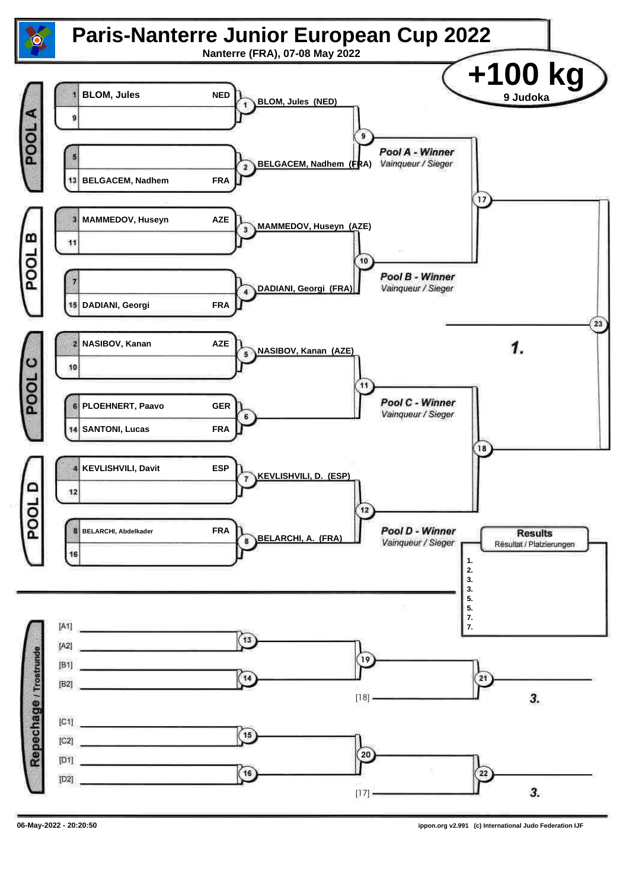# Paris-Nanterre Junior European Cup 2022

Nanterre (FRA), 07-08 May 2022

**+100 kg**
9 Judoka

## POOL A

| Seed | Name | Country |
|---|---|---|
| 1 | BLOM, Jules | NED |
| 9 | | |
| 5 | | |
| 13 | BELGACEM, Nadhem | FRA |

- 1: BLOM, Jules (NED)
- 2: BELGACEM, Nadhem (FRA)
- 9: *Pool A - Winner* / *Vainqueur / Sieger*

## POOL B

| Seed | Name | Country |
|---|---|---|
| 3 | MAMMEDOV, Huseyn | AZE |
| 11 | | |
| 7 | | |
| 15 | DADIANI, Georgi | FRA |

- 3: MAMMEDOV, Huseyn (AZE)
- 4: DADIANI, Georgi (FRA)
- 10: *Pool B - Winner* / *Vainqueur / Sieger*

## POOL C

| Seed | Name | Country |
|---|---|---|
| 2 | NASIBOV, Kanan | AZE |
| 10 | | |
| 6 | PLOEHNERT, Paavo | GER |
| 14 | SANTONI, Lucas | FRA |

- 5: NASIBOV, Kanan (AZE)
- 6:
- 11: *Pool C - Winner* / *Vainqueur / Sieger*

## POOL D

| Seed | Name | Country |
|---|---|---|
| 4 | KEVLISHVILI, Davit | ESP |
| 12 | | |
| 8 | BELARCHI, Abdelkader | FRA |
| 16 | | |

- 7: KEVLISHVILI, D. (ESP)
- 8: BELARCHI, A. (FRA)
- 12: *Pool D - Winner* / *Vainqueur / Sieger*

## Final Block

- 17: Pool A Winner vs Pool B Winner
- 18: Pool C Winner vs Pool D Winner
- 23: Final — *1.*

## Results
Résultat / Platzierungen

1.
2.
3.
3.
5.
5.
7.
7.

## Repechage / Trostrunde

- 13: [A1] vs [A2]
- 14: [B1] vs [B2]
- 19: Winner 13 vs Winner 14
- 21: Winner 19 vs [18] — *3.*
- 15: [C1] vs [C2]
- 16: [D1] vs [D2]
- 20: Winner 15 vs Winner 16
- 22: Winner 20 vs [17] — *3.*

06-May-2022 - 20:20:50

ippon.org v2.991 (c) International Judo Federation IJF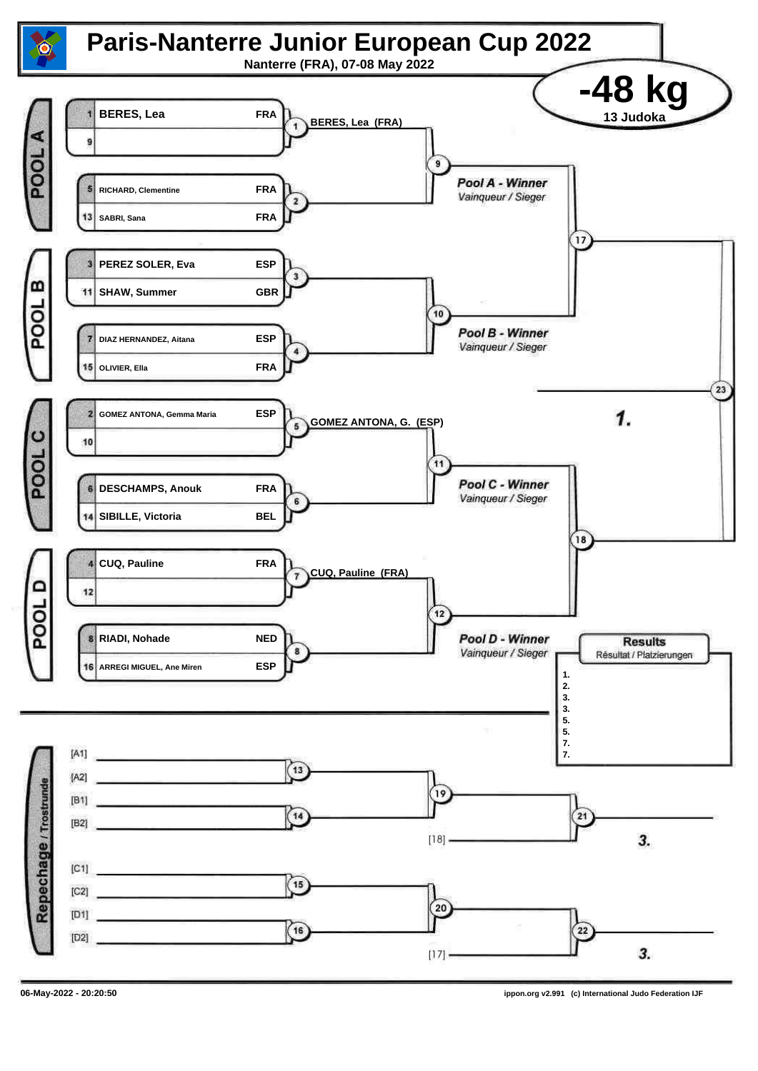# Paris-Nanterre Junior European Cup 2022

Nanterre (FRA), 07-08 May 2022

## -48 kg

13 Judoka

### POOL A

| Seed | Name | Country |
|---|---|---|
| 1 | BERES, Lea | FRA |
| 9 | | |
| 5 | RICHARD, Clementine | FRA |
| 13 | SABRI, Sana | FRA |

1: BERES, Lea (FRA)

2:

9: Pool A - Winner / Vainqueur / Sieger

### POOL B

| Seed | Name | Country |
|---|---|---|
| 3 | PEREZ SOLER, Eva | ESP |
| 11 | SHAW, Summer | GBR |
| 7 | DIAZ HERNANDEZ, Aitana | ESP |
| 15 | OLIVIER, Ella | FRA |

3:

4:

10: Pool B - Winner / Vainqueur / Sieger

### POOL C

| Seed | Name | Country |
|---|---|---|
| 2 | GOMEZ ANTONA, Gemma Maria | ESP |
| 10 | | |
| 6 | DESCHAMPS, Anouk | FRA |
| 14 | SIBILLE, Victoria | BEL |

5: GOMEZ ANTONA, G. (ESP)

6:

11: Pool C - Winner / Vainqueur / Sieger

### POOL D

| Seed | Name | Country |
|---|---|---|
| 4 | CUQ, Pauline | FRA |
| 12 | | |
| 8 | RIADI, Nohade | NED |
| 16 | ARREGI MIGUEL, Ane Miren | ESP |

7: CUQ, Pauline (FRA)

8:

12: Pool D - Winner / Vainqueur / Sieger

17:

18:

23: 1.

### Results / Résultat / Platzierungen

1.
2.
3.
3.
5.
5.
7.
7.

### Repechage / Trostrunde

[A1] [A2] → 13

[B1] [B2] → 14

13, 14 → 19

19, [18] → 21 → 3.

[C1] [C2] → 15

[D1] [D2] → 16

15, 16 → 20

20, [17] → 22 → 3.

06-May-2022 - 20:20:50

ippon.org v2.991 (c) International Judo Federation IJF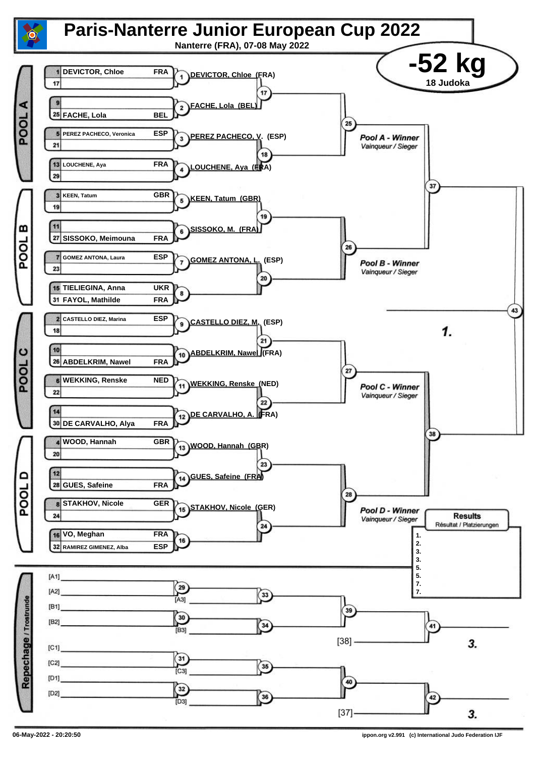# Paris-Nanterre Junior European Cup 2022

Nanterre (FRA), 07-08 May 2022

## -52 kg

18 Judoka

### POOL A

| Seed | Name | Nation |
| --- | --- | --- |
| 1 | DEVICTOR, Chloe | FRA |
| 17 | | |
| 9 | | |
| 25 | FACHE, Lola | BEL |
| 5 | PEREZ PACHECO, Veronica | ESP |
| 21 | | |
| 13 | LOUCHENE, Aya | FRA |
| 29 | | |

1. DEVICTOR, Chloe (FRA)
2. FACHE, Lola (BEL)
3. PEREZ PACHECO, V. (ESP)
4. LOUCHENE, Aya (FRA)

Pool A - Winner
*Vainqueur / Sieger*

### POOL B

| Seed | Name | Nation |
| --- | --- | --- |
| 3 | KEEN, Tatum | GBR |
| 19 | | |
| 11 | | |
| 27 | SISSOKO, Meimouna | FRA |
| 7 | GOMEZ ANTONA, Laura | ESP |
| 23 | | |
| 15 | TIELIEGINA, Anna | UKR |
| 31 | FAYOL, Mathilde | FRA |

5. KEEN, Tatum (GBR)
6. SISSOKO, M. (FRA)
7. GOMEZ ANTONA, L. (ESP)
8. 

Pool B - Winner
*Vainqueur / Sieger*

### POOL C

| Seed | Name | Nation |
| --- | --- | --- |
| 2 | CASTELLO DIEZ, Marina | ESP |
| 18 | | |
| 10 | | |
| 26 | ABDELKRIM, Nawel | FRA |
| 6 | WEKKING, Renske | NED |
| 22 | | |
| 14 | | |
| 30 | DE CARVALHO, Alya | FRA |

9. CASTELLO DIEZ, M. (ESP)
10. ABDELKRIM, Nawel (FRA)
11. WEKKING, Renske (NED)
12. DE CARVALHO, A. (FRA)

Pool C - Winner
*Vainqueur / Sieger*

### POOL D

| Seed | Name | Nation |
| --- | --- | --- |
| 4 | WOOD, Hannah | GBR |
| 20 | | |
| 12 | | |
| 28 | GUES, Safeine | FRA |
| 8 | STAKHOV, Nicole | GER |
| 24 | | |
| 16 | VO, Meghan | FRA |
| 32 | RAMIREZ GIMENEZ, Alba | ESP |

13. WOOD, Hannah (GBR)
14. GUES, Safeine (FRA)
15. STAKHOV, Nicole (GER)
16. 

Pool D - Winner
*Vainqueur / Sieger*

Final: 43 — **1.**

### Results
Résultat / Platzierungen

1.
2.
3.
3.
5.
5.
7.
7.

### Repechage / Trostrunde

[A1] [A2] — 29 — [A3] — 33
[B1] [B2] — 30 — [B3] — 34
39 — [38] — 41 — **3.**

[C1] [C2] — 31 — [C3] — 35
[D1] [D2] — 32 — [D3] — 36
40 — [37] — 42 — **3.**

06-May-2022 - 20:20:50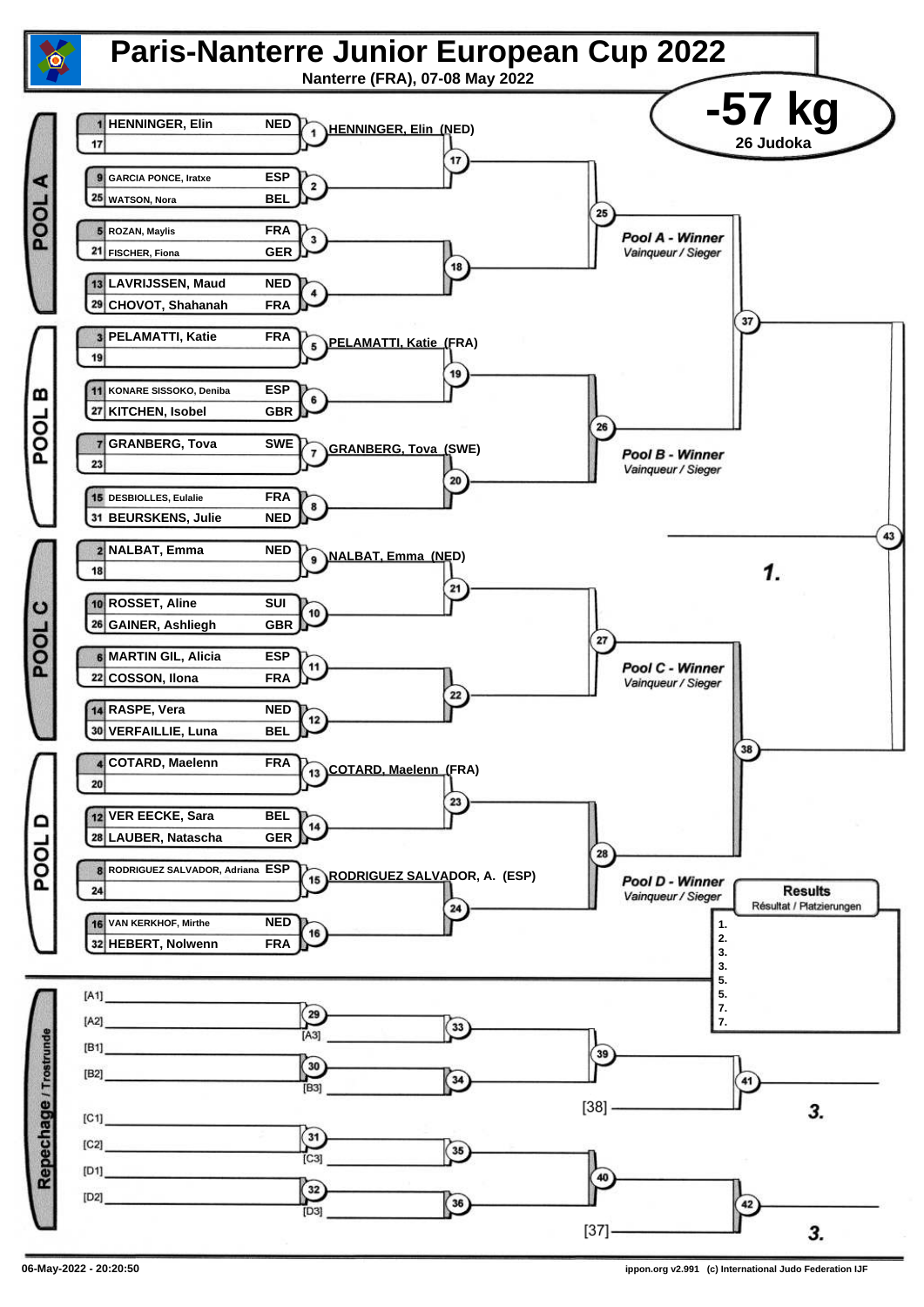# Paris-Nanterre Junior European Cup 2022

Nanterre (FRA), 07-08 May 2022

## -57 kg

26 Judoka

### POOL A

| Seed | Name | Country |
|---|---|---|
| 1 | HENNINGER, Elin | NED |
| 17 | | |
| 9 | GARCIA PONCE, Iratxe | ESP |
| 25 | WATSON, Nora | BEL |
| 5 | ROZAN, Maylis | FRA |
| 21 | FISCHER, Fiona | GER |
| 13 | LAVRIJSSEN, Maud | NED |
| 29 | CHOVOT, Shahanah | FRA |

Match 1: HENNINGER, Elin (NED)

*Pool A - Winner*
*Vainqueur / Sieger*

### POOL B

| Seed | Name | Country |
|---|---|---|
| 3 | PELAMATTI, Katie | FRA |
| 19 | | |
| 11 | KONARE SISSOKO, Deniba | ESP |
| 27 | KITCHEN, Isobel | GBR |
| 7 | GRANBERG, Tova | SWE |
| 23 | | |
| 15 | DESBIOLLES, Eulalie | FRA |
| 31 | BEURSKENS, Julie | NED |

Match 5: PELAMATTI, Katie (FRA)

Match 7: GRANBERG, Tova (SWE)

*Pool B - Winner*
*Vainqueur / Sieger*

### POOL C

| Seed | Name | Country |
|---|---|---|
| 2 | NALBAT, Emma | NED |
| 18 | | |
| 10 | ROSSET, Aline | SUI |
| 26 | GAINER, Ashliegh | GBR |
| 6 | MARTIN GIL, Alicia | ESP |
| 22 | COSSON, Ilona | FRA |
| 14 | RASPE, Vera | NED |
| 30 | VERFAILLIE, Luna | BEL |

Match 9: NALBAT, Emma (NED)

*Pool C - Winner*
*Vainqueur / Sieger*

### POOL D

| Seed | Name | Country |
|---|---|---|
| 4 | COTARD, Maelenn | FRA |
| 20 | | |
| 12 | VER EECKE, Sara | BEL |
| 28 | LAUBER, Natascha | GER |
| 8 | RODRIGUEZ SALVADOR, Adriana | ESP |
| 24 | | |
| 16 | VAN KERKHOF, Mirthe | NED |
| 32 | HEBERT, Nolwenn | FRA |

Match 13: COTARD, Maelenn (FRA)

Match 15: RODRIGUEZ SALVADOR, A. (ESP)

*Pool D - Winner*
*Vainqueur / Sieger*

Final (43): 1.

### Results

Résultat / Platzierungen

1.
2.
3.
3.
5.
5.
7.
7.

### Repechage / Trostrunde

[A1]
[A2]
[A3]
[B1]
[B2]
[B3]
[38]

3.

[C1]
[C2]
[C3]
[D1]
[D2]
[D3]
[37]

3.

06-May-2022 - 20:20:50

ippon.org v2.991 (c) International Judo Federation IJF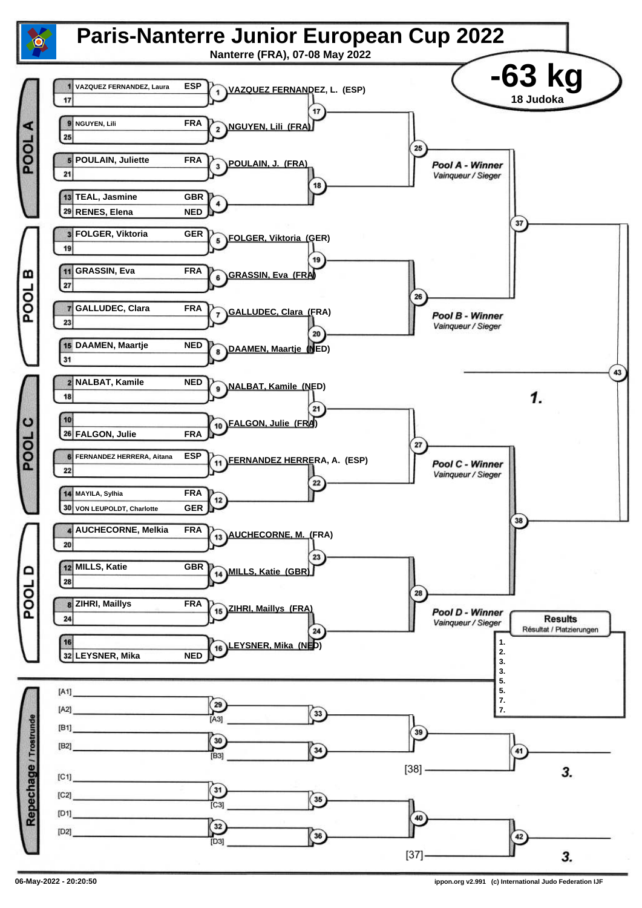# Paris-Nanterre Junior European Cup 2022

Nanterre (FRA), 07-08 May 2022

## -63 kg

18 Judoka

### POOL A

| Seed | Name | Country |
|---|---|---|
| 1 | VAZQUEZ FERNANDEZ, Laura | ESP |
| 17 | | |
| 9 | NGUYEN, Lili | FRA |
| 25 | | |
| 5 | POULAIN, Juliette | FRA |
| 21 | | |
| 13 | TEAL, Jasmine | GBR |
| 29 | RENES, Elena | NED |

- 1: VAZQUEZ FERNANDEZ, L. (ESP)
- 2: NGUYEN, Lili (FRA)
- 3: POULAIN, J. (FRA)
- 4:
- 17
- 18
- 25

Pool A - Winner
*Vainqueur / Sieger*

### POOL B

| Seed | Name | Country |
|---|---|---|
| 3 | FOLGER, Viktoria | GER |
| 19 | | |
| 11 | GRASSIN, Eva | FRA |
| 27 | | |
| 7 | GALLUDEC, Clara | FRA |
| 23 | | |
| 15 | DAAMEN, Maartje | NED |
| 31 | | |

- 5: FOLGER, Viktoria (GER)
- 6: GRASSIN, Eva (FRA)
- 7: GALLUDEC, Clara (FRA)
- 8: DAAMEN, Maartje (NED)
- 19
- 20
- 26

Pool B - Winner
*Vainqueur / Sieger*

- 37
- 43

**1.**

### POOL C

| Seed | Name | Country |
|---|---|---|
| 2 | NALBAT, Kamile | NED |
| 18 | | |
| 10 | | |
| 26 | FALGON, Julie | FRA |
| 6 | FERNANDEZ HERRERA, Aitana | ESP |
| 22 | | |
| 14 | MAYILA, Sylhia | FRA |
| 30 | VON LEUPOLDT, Charlotte | GER |

- 9: NALBAT, Kamile (NED)
- 10: FALGON, Julie (FRA)
- 11: FERNANDEZ HERRERA, A. (ESP)
- 12:
- 21
- 22
- 27

Pool C - Winner
*Vainqueur / Sieger*

### POOL D

| Seed | Name | Country |
|---|---|---|
| 4 | AUCHECORNE, Melkia | FRA |
| 20 | | |
| 12 | MILLS, Katie | GBR |
| 28 | | |
| 8 | ZIHRI, Maillys | FRA |
| 24 | | |
| 16 | | |
| 32 | LEYSNER, Mika | NED |

- 13: AUCHECORNE, M. (FRA)
- 14: MILLS, Katie (GBR)
- 15: ZIHRI, Maillys (FRA)
- 16: LEYSNER, Mika (NED)
- 23
- 24
- 28

Pool D - Winner
*Vainqueur / Sieger*

- 38

### Results
*Résultat / Platzierungen*

1.
2.
3.
3.
5.
5.
7.
7.

### Repechage / Trostrunde

- [A1] [A2] → 29; [A3] → 33
- [B1] [B2] → 30; [B3] → 34
- 33, 34 → 39; [38] → 41 → **3.**
- [C1] [C2] → 31; [C3] → 35
- [D1] [D2] → 32; [D3] → 36
- 35, 36 → 40; [37] → 42 → **3.**

06-May-2022 - 20:20:50

ippon.org v2.991 (c) International Judo Federation IJF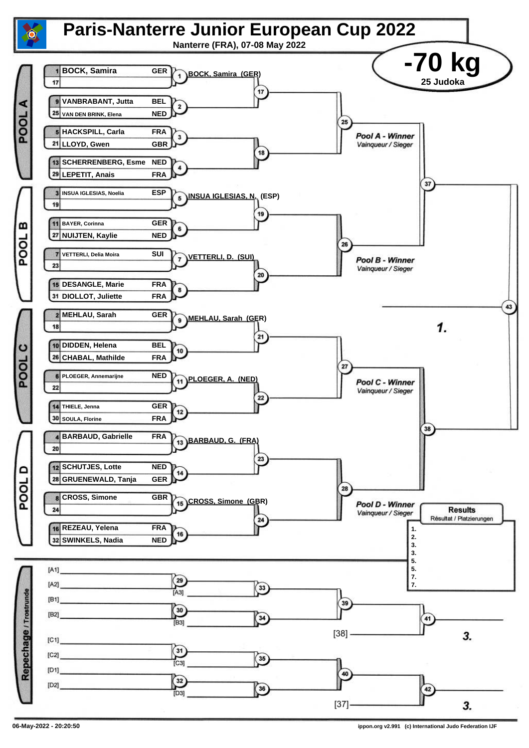# Paris-Nanterre Junior European Cup 2022

Nanterre (FRA), 07-08 May 2022

## -70 kg

25 Judoka

### POOL A

| Seed | Name | Nation |
|---|---|---|
| 1 | BOCK, Samira | GER |
| 17 | | |
| 9 | VANBRABANT, Jutta | BEL |
| 25 | VAN DEN BRINK, Elena | NED |
| 5 | HACKSPILL, Carla | FRA |
| 21 | LLOYD, Gwen | GBR |
| 13 | SCHERRENBERG, Esme | NED |
| 29 | LEPETIT, Anais | FRA |

- 1: BOCK, Samira (GER)
- 2
- 3
- 4
- 17
- 18
- 25

Pool A - Winner *Vainqueur / Sieger*

### POOL B

| Seed | Name | Nation |
|---|---|---|
| 3 | INSUA IGLESIAS, Noelia | ESP |
| 19 | | |
| 11 | BAYER, Corinna | GER |
| 27 | NUIJTEN, Kaylie | NED |
| 7 | VETTERLI, Delia Moira | SUI |
| 23 | | |
| 15 | DESANGLE, Marie | FRA |
| 31 | DIOLLOT, Juliette | FRA |

- 5: INSUA IGLESIAS, N. (ESP)
- 6
- 7: VETTERLI, D. (SUI)
- 8
- 19
- 20
- 26

Pool B - Winner *Vainqueur / Sieger*

- 37

### POOL C

| Seed | Name | Nation |
|---|---|---|
| 2 | MEHLAU, Sarah | GER |
| 18 | | |
| 10 | DIDDEN, Helena | BEL |
| 26 | CHABAL, Mathilde | FRA |
| 6 | PLOEGER, Annemarijne | NED |
| 22 | | |
| 14 | THIELE, Jenna | GER |
| 30 | SOULA, Florine | FRA |

- 9: MEHLAU, Sarah (GER)
- 10
- 11: PLOEGER, A. (NED)
- 12
- 21
- 22
- 27

Pool C - Winner *Vainqueur / Sieger*

### POOL D

| Seed | Name | Nation |
|---|---|---|
| 4 | BARBAUD, Gabrielle | FRA |
| 20 | | |
| 12 | SCHUTJES, Lotte | NED |
| 28 | GRUENEWALD, Tanja | GER |
| 8 | CROSS, Simone | GBR |
| 24 | | |
| 16 | REZEAU, Yelena | FRA |
| 32 | SWINKELS, Nadia | NED |

- 13: BARBAUD, G. (FRA)
- 14
- 15: CROSS, Simone (GBR)
- 16
- 23
- 24
- 28

Pool D - Winner *Vainqueur / Sieger*

- 38
- 43: 1.

### Results

*Résultat / Platzierungen*

| Place | Name |
|---|---|
| 1. | |
| 2. | |
| 3. | |
| 3. | |
| 5. | |
| 5. | |
| 7. | |
| 7. | |

### Repechage / Trostrunde

- [A1] / [A2] → 29 → 33 (vs [A3])
- [B1] / [B2] → 30 → 34 (vs [B3])
- 33 / 34 → 39 → 41 (vs [38]) → 3.
- [C1] / [C2] → 31 → 35 (vs [C3])
- [D1] / [D2] → 32 → 36 (vs [D3])
- 35 / 36 → 40 → 42 (vs [37]) → 3.

06-May-2022 - 20:20:50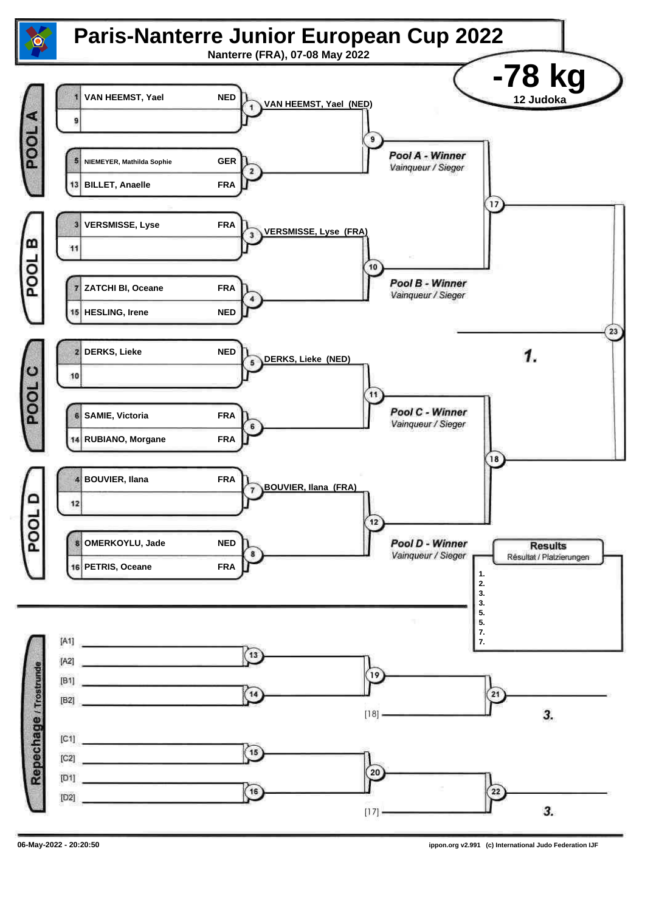# Paris-Nanterre Junior European Cup 2022

Nanterre (FRA), 07-08 May 2022

## -78 kg

12 Judoka

### POOL A

| Seed | Name | Country |
|---|---|---|
| 1 | VAN HEEMST, Yael | NED |
| 9 | | |
| 5 | NIEMEYER, Mathilda Sophie | GER |
| 13 | BILLET, Anaelle | FRA |

Match 1: VAN HEEMST, Yael (NED)

Match 2

Match 9: Pool A - Winner *Vainqueur / Sieger*

### POOL B

| Seed | Name | Country |
|---|---|---|
| 3 | VERSMISSE, Lyse | FRA |
| 11 | | |
| 7 | ZATCHI BI, Oceane | FRA |
| 15 | HESLING, Irene | NED |

Match 3: VERSMISSE, Lyse (FRA)

Match 4

Match 10: Pool B - Winner *Vainqueur / Sieger*

Match 17

Match 23: 1.

### POOL C

| Seed | Name | Country |
|---|---|---|
| 2 | DERKS, Lieke | NED |
| 10 | | |
| 6 | SAMIE, Victoria | FRA |
| 14 | RUBIANO, Morgane | FRA |

Match 5: DERKS, Lieke (NED)

Match 6

Match 11: Pool C - Winner *Vainqueur / Sieger*

### POOL D

| Seed | Name | Country |
|---|---|---|
| 4 | BOUVIER, Ilana | FRA |
| 12 | | |
| 8 | OMERKOYLU, Jade | NED |
| 16 | PETRIS, Oceane | FRA |

Match 7: BOUVIER, Ilana (FRA)

Match 8

Match 12: Pool D - Winner *Vainqueur / Sieger*

Match 18

### Results
Résultat / Platzierungen

1.
2.
3.
3.
5.
5.
7.
7.

### Repechage / Trostrunde

[A1] / [A2] → Match 13

[B1] / [B2] → Match 14

Match 19

[18] → Match 21: 3.

[C1] / [C2] → Match 15

[D1] / [D2] → Match 16

Match 20

[17] → Match 22: 3.

06-May-2022 - 20:20:50

ippon.org v2.991 (c) International Judo Federation IJF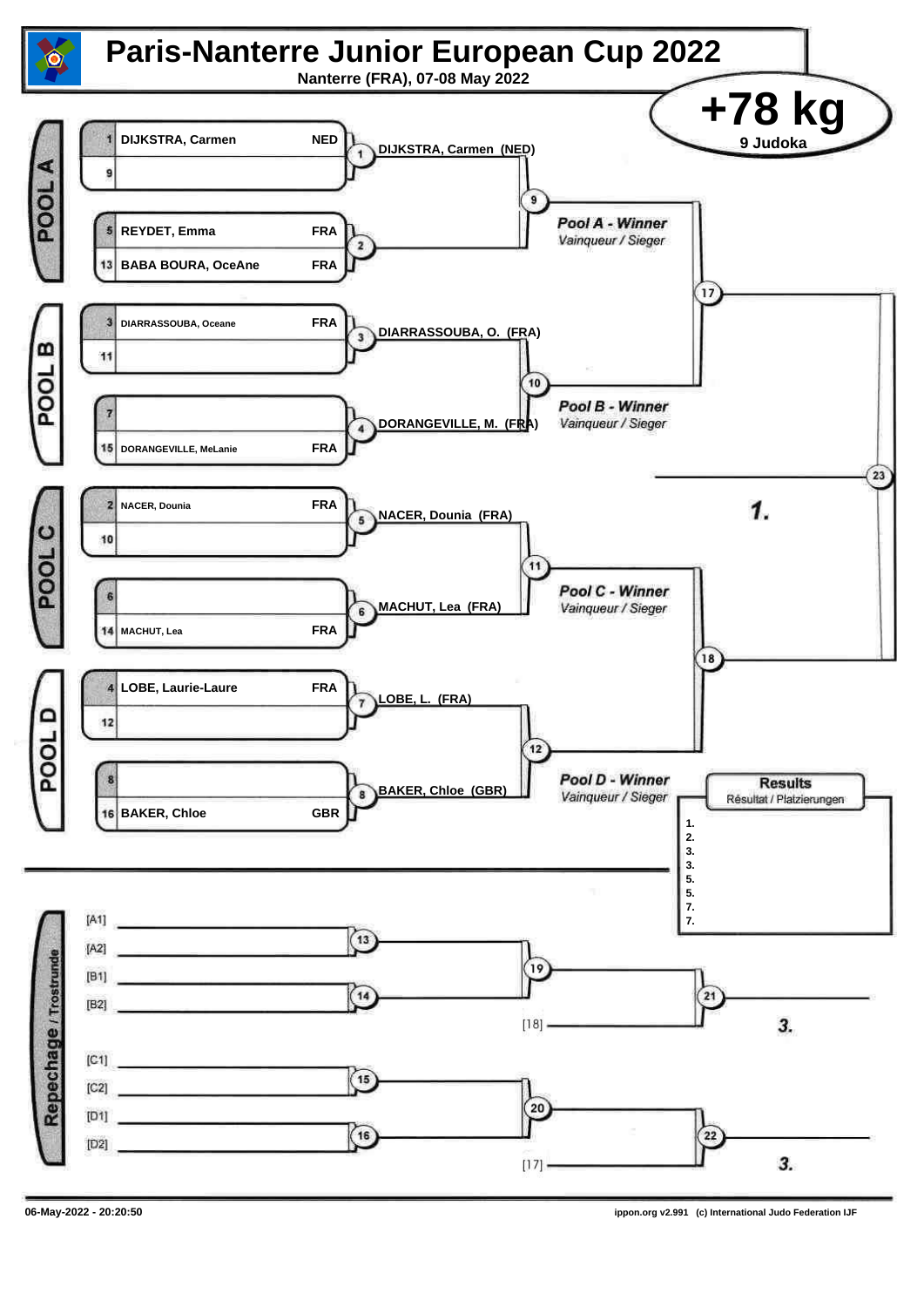# Paris-Nanterre Junior European Cup 2022

Nanterre (FRA), 07-08 May 2022

## +78 kg

9 Judoka

### POOL A

| | | |
|---|---|---|
| 1 | DIJKSTRA, Carmen | NED |
| 9 | | |
| 5 | REYDET, Emma | FRA |
| 13 | BABA BOURA, OceAne | FRA |

1 DIJKSTRA, Carmen (NED)

2

9

*Pool A - Winner*
*Vainqueur / Sieger*

### POOL B

| | | |
|---|---|---|
| 3 | DIARRASSOUBA, Oceane | FRA |
| 11 | | |
| 7 | | |
| 15 | DORANGEVILLE, MeLanie | FRA |

3 DIARRASSOUBA, O. (FRA)

4 DORANGEVILLE, M. (FRA)

10

*Pool B - Winner*
*Vainqueur / Sieger*

17

23

1.

### POOL C

| | | |
|---|---|---|
| 2 | NACER, Dounia | FRA |
| 10 | | |
| 6 | | |
| 14 | MACHUT, Lea | FRA |

5 NACER, Dounia (FRA)

6 MACHUT, Lea (FRA)

11

*Pool C - Winner*
*Vainqueur / Sieger*

18

### POOL D

| | | |
|---|---|---|
| 4 | LOBE, Laurie-Laure | FRA |
| 12 | | |
| 8 | | |
| 16 | BAKER, Chloe | GBR |

7 LOBE, L. (FRA)

8 BAKER, Chloe (GBR)

12

*Pool D - Winner*
*Vainqueur / Sieger*

### Results
Résultat / Platzierungen

1.
2.
3.
3.
5.
5.
7.
7.

### Repechage / Trostrunde

[A1]
[A2] 13
[B1] 19
[B2] 14
21
[18]
3.

[C1]
[C2] 15
20
[D1]
[D2] 16
22
[17]
3.

06-May-2022 - 20:20:50

ippon.org v2.991 (c) International Judo Federation IJF